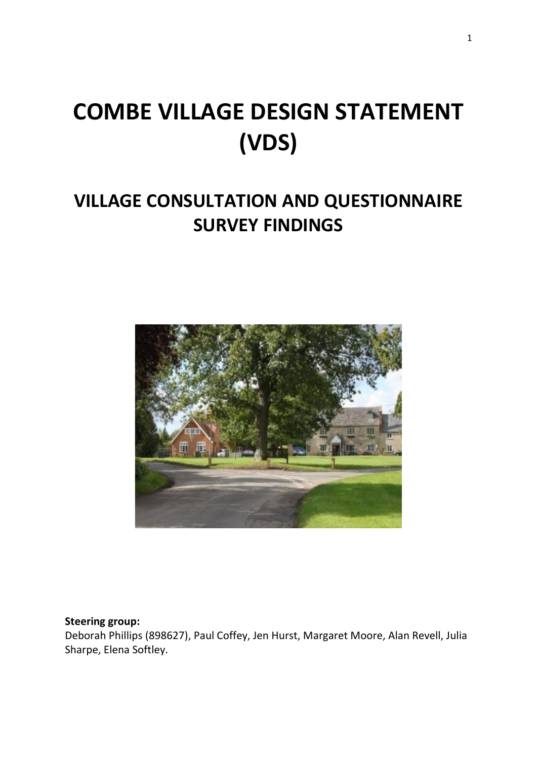# COMBE VILLAGE DESIGN STATEMENT (VDS)

## VILLAGE CONSULTATION AND QUESTIONNAIRE SURVEY FINDINGS

**Steering group:**
Deborah Phillips (898627), Paul Coffey, Jen Hurst, Margaret Moore, Alan Revell, Julia Sharpe, Elena Softley.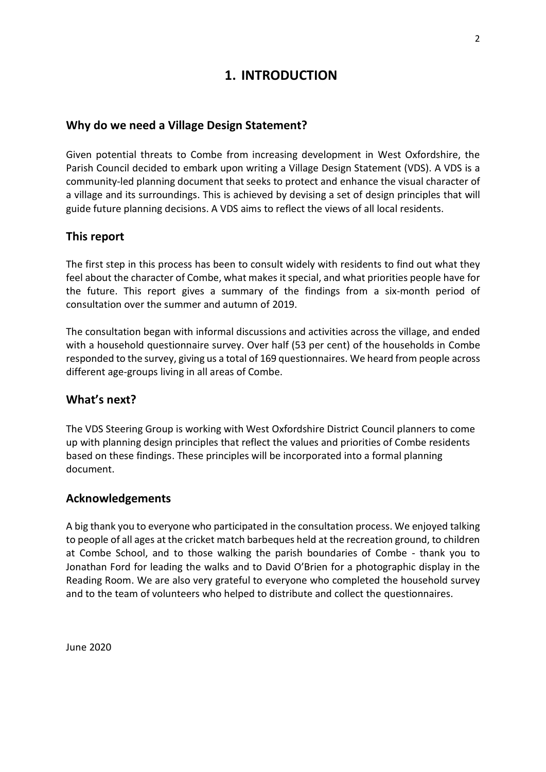# 1. INTRODUCTION

## Why do we need a Village Design Statement?

Given potential threats to Combe from increasing development in West Oxfordshire, the Parish Council decided to embark upon writing a Village Design Statement (VDS). A VDS is a community-led planning document that seeks to protect and enhance the visual character of a village and its surroundings. This is achieved by devising a set of design principles that will guide future planning decisions. A VDS aims to reflect the views of all local residents.

## This report

The first step in this process has been to consult widely with residents to find out what they feel about the character of Combe, what makes it special, and what priorities people have for the future. This report gives a summary of the findings from a six-month period of consultation over the summer and autumn of 2019.

The consultation began with informal discussions and activities across the village, and ended with a household questionnaire survey. Over half (53 per cent) of the households in Combe responded to the survey, giving us a total of 169 questionnaires. We heard from people across different age-groups living in all areas of Combe.

## What's next?

The VDS Steering Group is working with West Oxfordshire District Council planners to come up with planning design principles that reflect the values and priorities of Combe residents based on these findings. These principles will be incorporated into a formal planning document.

## Acknowledgements

A big thank you to everyone who participated in the consultation process. We enjoyed talking to people of all ages at the cricket match barbeques held at the recreation ground, to children at Combe School, and to those walking the parish boundaries of Combe - thank you to Jonathan Ford for leading the walks and to David O'Brien for a photographic display in the Reading Room. We are also very grateful to everyone who completed the household survey and to the team of volunteers who helped to distribute and collect the questionnaires.

June 2020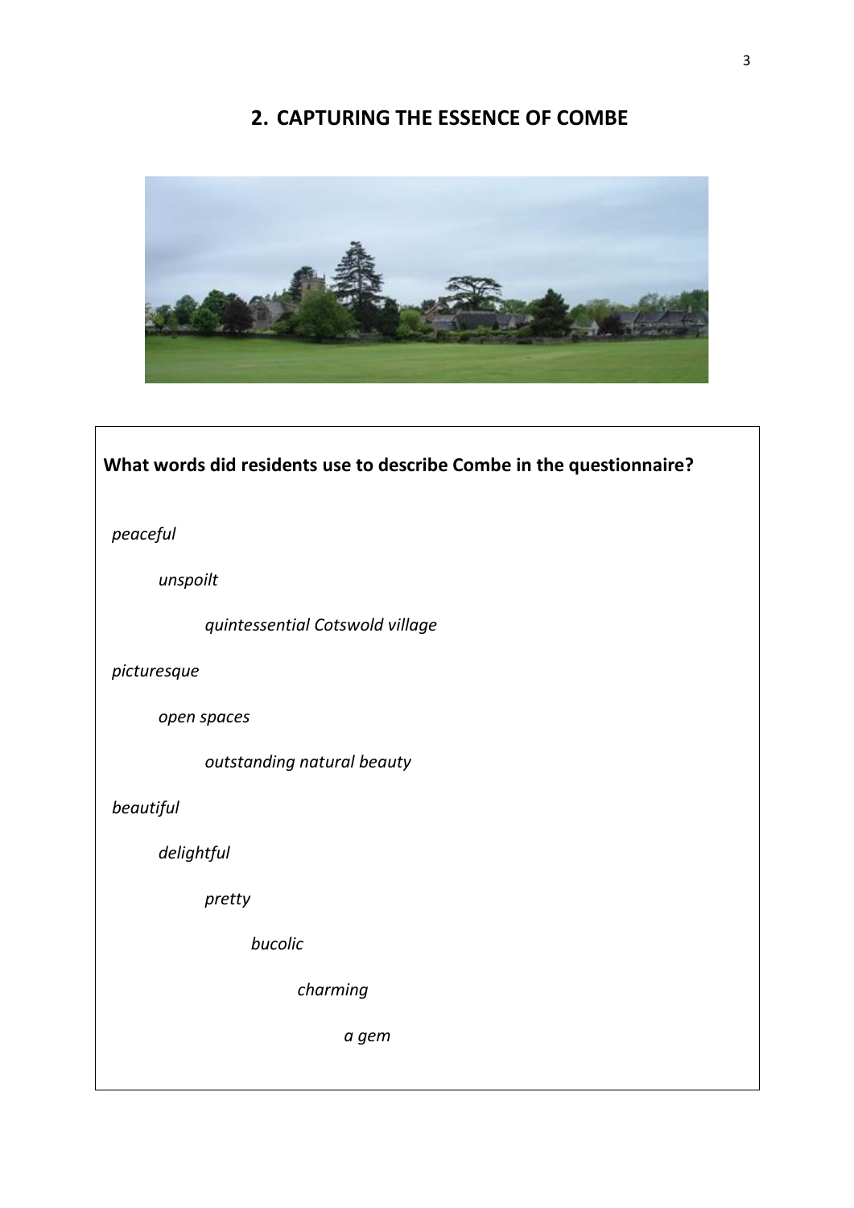## 2. CAPTURING THE ESSENCE OF COMBE

**What words did residents use to describe Combe in the questionnaire?**

*peaceful*

*unspoilt*

*quintessential Cotswold village*

*picturesque*

*open spaces*

*outstanding natural beauty*

*beautiful*

*delightful*

*pretty*

*bucolic*

*charming*

*a gem*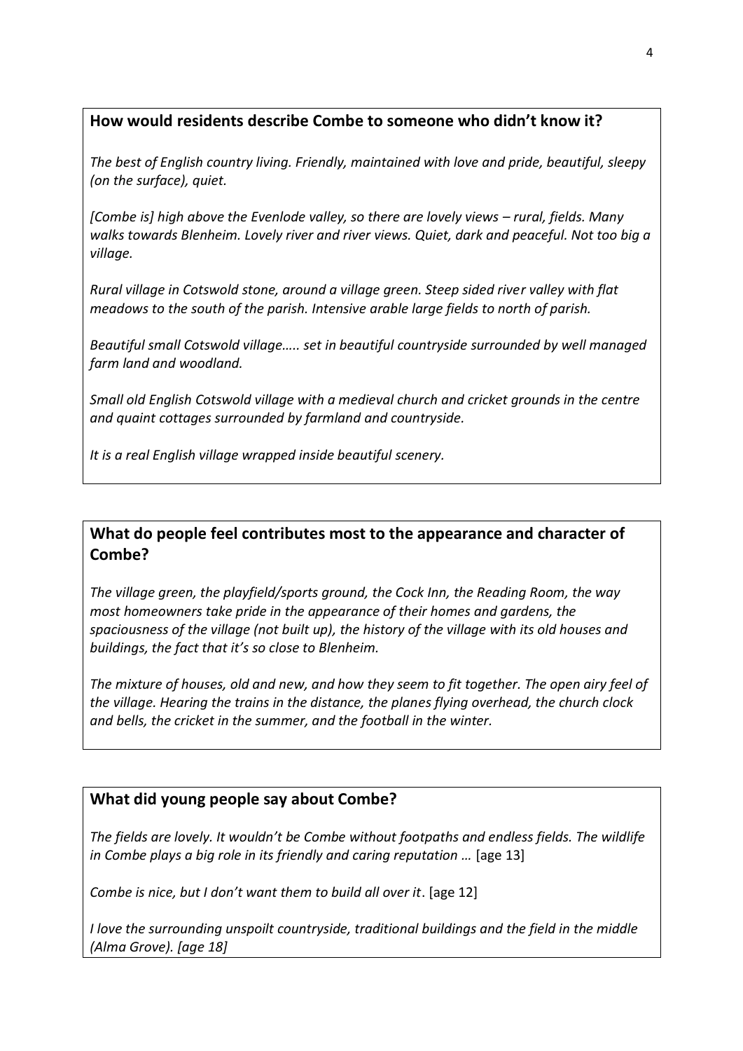## How would residents describe Combe to someone who didn't know it?

*The best of English country living. Friendly, maintained with love and pride, beautiful, sleepy (on the surface), quiet.*

*[Combe is] high above the Evenlode valley, so there are lovely views – rural, fields. Many walks towards Blenheim. Lovely river and river views. Quiet, dark and peaceful. Not too big a village.*

*Rural village in Cotswold stone, around a village green. Steep sided river valley with flat meadows to the south of the parish. Intensive arable large fields to north of parish.*

*Beautiful small Cotswold village….. set in beautiful countryside surrounded by well managed farm land and woodland.*

*Small old English Cotswold village with a medieval church and cricket grounds in the centre and quaint cottages surrounded by farmland and countryside.*

*It is a real English village wrapped inside beautiful scenery.*

## What do people feel contributes most to the appearance and character of Combe?

*The village green, the playfield/sports ground, the Cock Inn, the Reading Room, the way most homeowners take pride in the appearance of their homes and gardens, the spaciousness of the village (not built up), the history of the village with its old houses and buildings, the fact that it's so close to Blenheim.*

*The mixture of houses, old and new, and how they seem to fit together. The open airy feel of the village. Hearing the trains in the distance, the planes flying overhead, the church clock and bells, the cricket in the summer, and the football in the winter.*

## What did young people say about Combe?

*The fields are lovely. It wouldn't be Combe without footpaths and endless fields. The wildlife in Combe plays a big role in its friendly and caring reputation …* [age 13]

*Combe is nice, but I don't want them to build all over it*. [age 12]

*I love the surrounding unspoilt countryside, traditional buildings and the field in the middle (Alma Grove). [age 18]*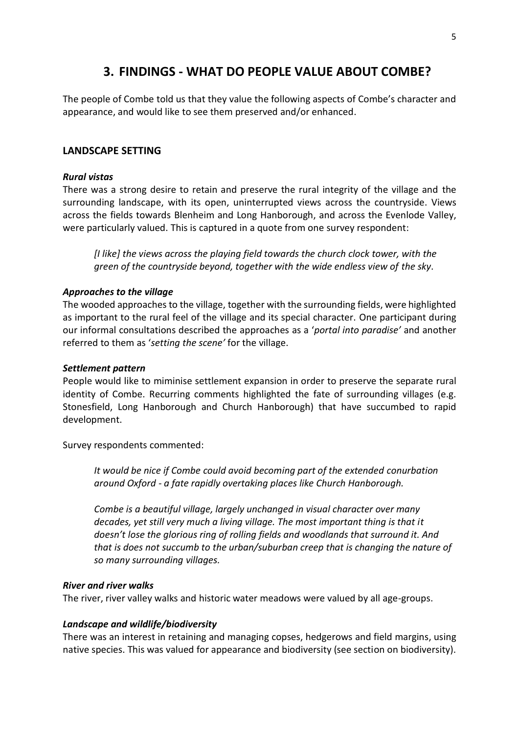## 3. FINDINGS - WHAT DO PEOPLE VALUE ABOUT COMBE?

The people of Combe told us that they value the following aspects of Combe's character and appearance, and would like to see them preserved and/or enhanced.

### LANDSCAPE SETTING

***Rural vistas***

There was a strong desire to retain and preserve the rural integrity of the village and the surrounding landscape, with its open, uninterrupted views across the countryside. Views across the fields towards Blenheim and Long Hanborough, and across the Evenlode Valley, were particularly valued. This is captured in a quote from one survey respondent:

> *[I like] the views across the playing field towards the church clock tower, with the green of the countryside beyond, together with the wide endless view of the sky*.

***Approaches to the village***

The wooded approaches to the village, together with the surrounding fields, were highlighted as important to the rural feel of the village and its special character. One participant during our informal consultations described the approaches as a '*portal into paradise'* and another referred to them as '*setting the scene'* for the village.

***Settlement pattern***

People would like to miminise settlement expansion in order to preserve the separate rural identity of Combe. Recurring comments highlighted the fate of surrounding villages (e.g. Stonesfield, Long Hanborough and Church Hanborough) that have succumbed to rapid development.

Survey respondents commented:

> *It would be nice if Combe could avoid becoming part of the extended conurbation around Oxford - a fate rapidly overtaking places like Church Hanborough.*
>
> *Combe is a beautiful village, largely unchanged in visual character over many decades, yet still very much a living village. The most important thing is that it doesn't lose the glorious ring of rolling fields and woodlands that surround it. And that is does not succumb to the urban/suburban creep that is changing the nature of so many surrounding villages.*

***River and river walks***

The river, river valley walks and historic water meadows were valued by all age-groups.

***Landscape and wildlife/biodiversity***

There was an interest in retaining and managing copses, hedgerows and field margins, using native species. This was valued for appearance and biodiversity (see section on biodiversity).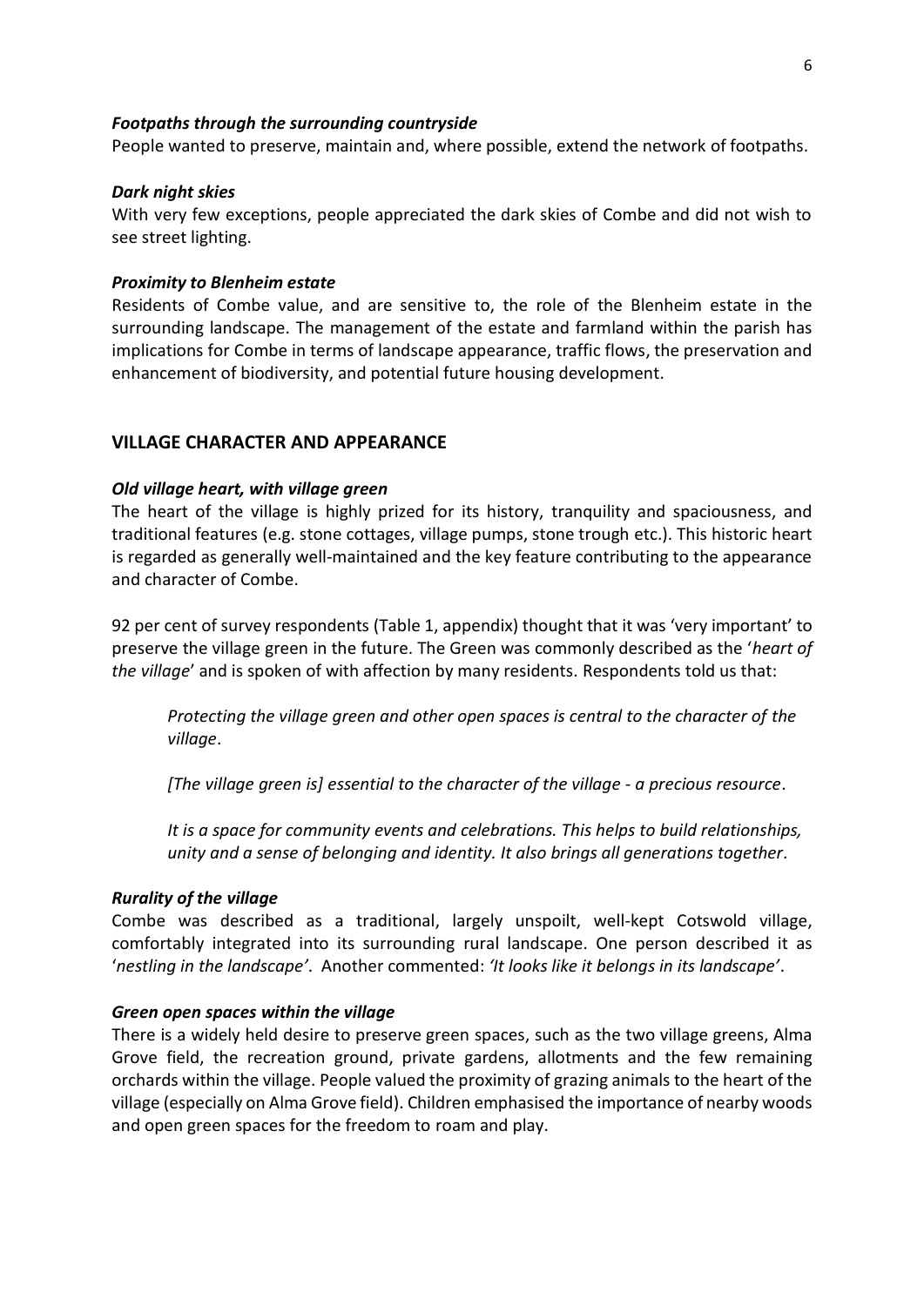***Footpaths through the surrounding countryside***

People wanted to preserve, maintain and, where possible, extend the network of footpaths.

***Dark night skies***

With very few exceptions, people appreciated the dark skies of Combe and did not wish to see street lighting.

***Proximity to Blenheim estate***

Residents of Combe value, and are sensitive to, the role of the Blenheim estate in the surrounding landscape. The management of the estate and farmland within the parish has implications for Combe in terms of landscape appearance, traffic flows, the preservation and enhancement of biodiversity, and potential future housing development.

## VILLAGE CHARACTER AND APPEARANCE

***Old village heart, with village green***

The heart of the village is highly prized for its history, tranquility and spaciousness, and traditional features (e.g. stone cottages, village pumps, stone trough etc.). This historic heart is regarded as generally well-maintained and the key feature contributing to the appearance and character of Combe.

92 per cent of survey respondents (Table 1, appendix) thought that it was 'very important' to preserve the village green in the future. The Green was commonly described as the '*heart of the village*' and is spoken of with affection by many residents. Respondents told us that:

> *Protecting the village green and other open spaces is central to the character of the village*.
>
> *[The village green is] essential to the character of the village - a precious resource*.
>
> *It is a space for community events and celebrations. This helps to build relationships, unity and a sense of belonging and identity. It also brings all generations together.*

***Rurality of the village***

Combe was described as a traditional, largely unspoilt, well-kept Cotswold village, comfortably integrated into its surrounding rural landscape. One person described it as '*nestling in the landscape'*. Another commented: *'It looks like it belongs in its landscape'*.

***Green open spaces within the village***

There is a widely held desire to preserve green spaces, such as the two village greens, Alma Grove field, the recreation ground, private gardens, allotments and the few remaining orchards within the village. People valued the proximity of grazing animals to the heart of the village (especially on Alma Grove field). Children emphasised the importance of nearby woods and open green spaces for the freedom to roam and play.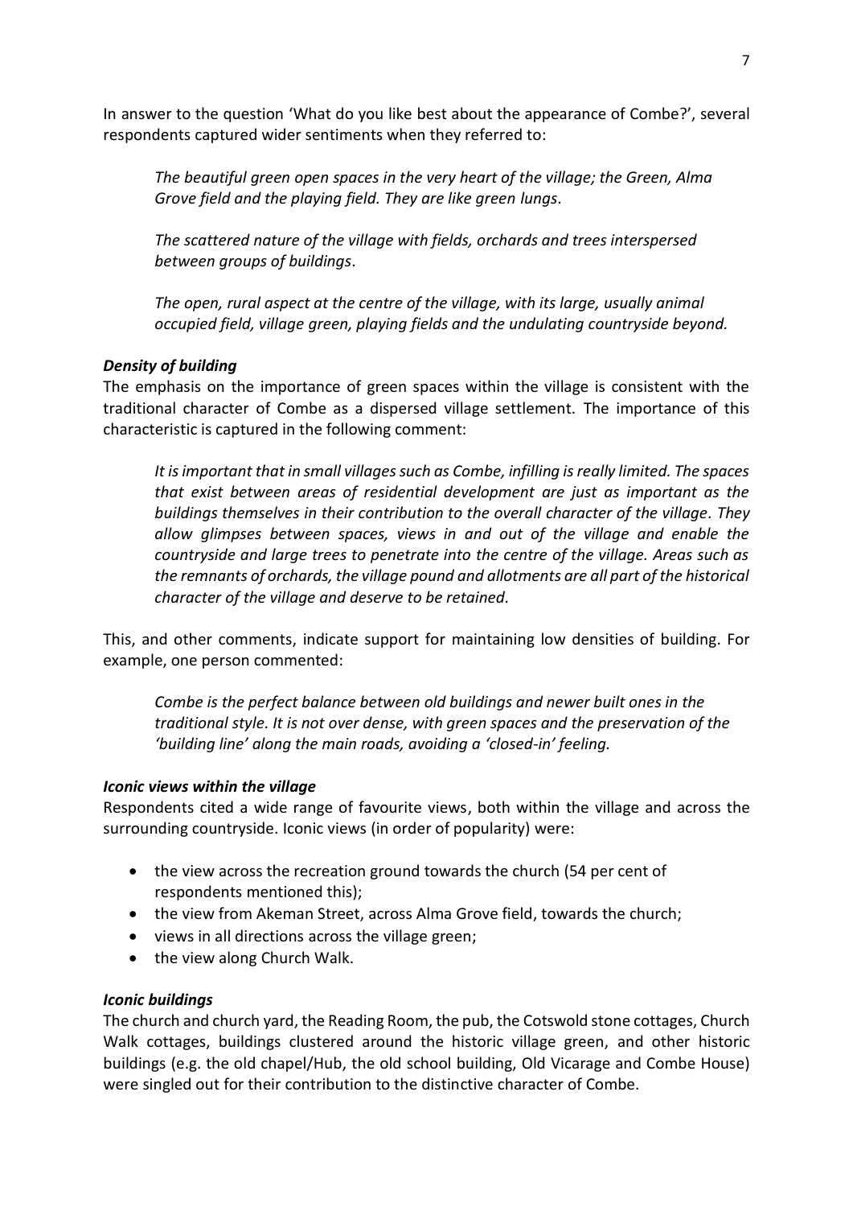In answer to the question 'What do you like best about the appearance of Combe?', several respondents captured wider sentiments when they referred to:

> *The beautiful green open spaces in the very heart of the village; the Green, Alma Grove field and the playing field. They are like green lungs*.
>
> *The scattered nature of the village with fields, orchards and trees interspersed between groups of buildings*.
>
> *The open, rural aspect at the centre of the village, with its large, usually animal occupied field, village green, playing fields and the undulating countryside beyond.*

### *Density of building*

The emphasis on the importance of green spaces within the village is consistent with the traditional character of Combe as a dispersed village settlement. The importance of this characteristic is captured in the following comment:

> *It is important that in small villages such as Combe, infilling is really limited. The spaces that exist between areas of residential development are just as important as the buildings themselves in their contribution to the overall character of the village. They allow glimpses between spaces, views in and out of the village and enable the countryside and large trees to penetrate into the centre of the village. Areas such as the remnants of orchards, the village pound and allotments are all part of the historical character of the village and deserve to be retained.*

This, and other comments, indicate support for maintaining low densities of building. For example, one person commented:

> *Combe is the perfect balance between old buildings and newer built ones in the traditional style. It is not over dense, with green spaces and the preservation of the 'building line' along the main roads, avoiding a 'closed-in' feeling.*

### *Iconic views within the village*

Respondents cited a wide range of favourite views, both within the village and across the surrounding countryside. Iconic views (in order of popularity) were:

- the view across the recreation ground towards the church (54 per cent of respondents mentioned this);
- the view from Akeman Street, across Alma Grove field, towards the church;
- views in all directions across the village green;
- the view along Church Walk.

### *Iconic buildings*

The church and church yard, the Reading Room, the pub, the Cotswold stone cottages, Church Walk cottages, buildings clustered around the historic village green, and other historic buildings (e.g. the old chapel/Hub, the old school building, Old Vicarage and Combe House) were singled out for their contribution to the distinctive character of Combe.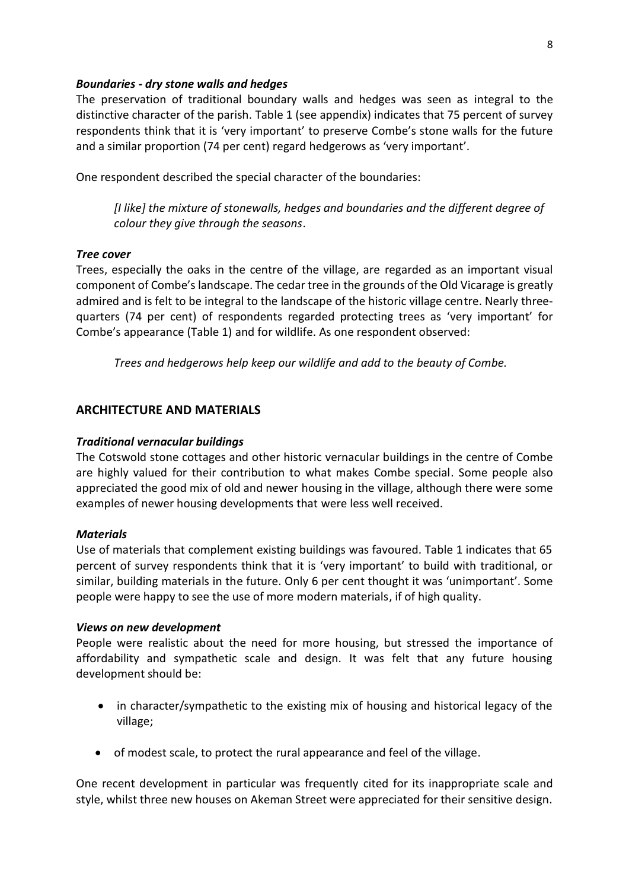### *Boundaries - dry stone walls and hedges*

The preservation of traditional boundary walls and hedges was seen as integral to the distinctive character of the parish. Table 1 (see appendix) indicates that 75 percent of survey respondents think that it is 'very important' to preserve Combe's stone walls for the future and a similar proportion (74 per cent) regard hedgerows as 'very important'.

One respondent described the special character of the boundaries:

> *[I like] the mixture of stonewalls, hedges and boundaries and the different degree of colour they give through the seasons*.

### *Tree cover*

Trees, especially the oaks in the centre of the village, are regarded as an important visual component of Combe's landscape. The cedar tree in the grounds of the Old Vicarage is greatly admired and is felt to be integral to the landscape of the historic village centre. Nearly three-quarters (74 per cent) of respondents regarded protecting trees as 'very important' for Combe's appearance (Table 1) and for wildlife. As one respondent observed:

> *Trees and hedgerows help keep our wildlife and add to the beauty of Combe.*

## ARCHITECTURE AND MATERIALS

### *Traditional vernacular buildings*

The Cotswold stone cottages and other historic vernacular buildings in the centre of Combe are highly valued for their contribution to what makes Combe special. Some people also appreciated the good mix of old and newer housing in the village, although there were some examples of newer housing developments that were less well received.

### *Materials*

Use of materials that complement existing buildings was favoured. Table 1 indicates that 65 percent of survey respondents think that it is 'very important' to build with traditional, or similar, building materials in the future. Only 6 per cent thought it was 'unimportant'. Some people were happy to see the use of more modern materials, if of high quality.

### *Views on new development*

People were realistic about the need for more housing, but stressed the importance of affordability and sympathetic scale and design. It was felt that any future housing development should be:

- in character/sympathetic to the existing mix of housing and historical legacy of the village;
- of modest scale, to protect the rural appearance and feel of the village.

One recent development in particular was frequently cited for its inappropriate scale and style, whilst three new houses on Akeman Street were appreciated for their sensitive design.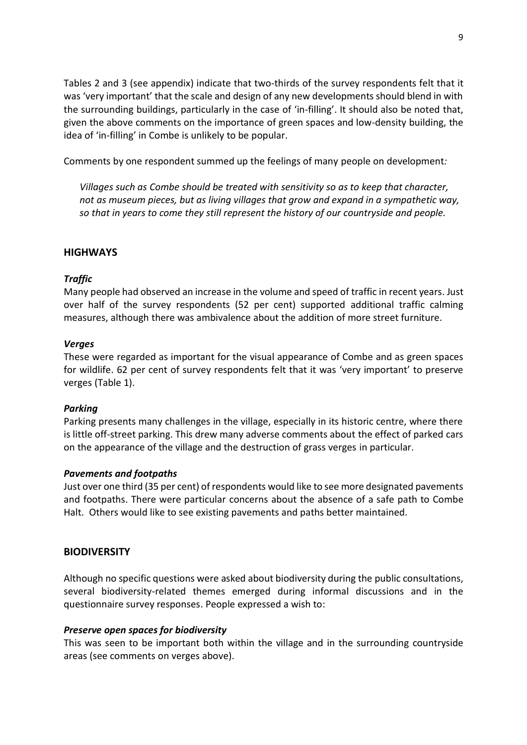Tables 2 and 3 (see appendix) indicate that two-thirds of the survey respondents felt that it was 'very important' that the scale and design of any new developments should blend in with the surrounding buildings, particularly in the case of 'in-filling'. It should also be noted that, given the above comments on the importance of green spaces and low-density building, the idea of 'in-filling' in Combe is unlikely to be popular.

Comments by one respondent summed up the feelings of many people on development*:*

> *Villages such as Combe should be treated with sensitivity so as to keep that character, not as museum pieces, but as living villages that grow and expand in a sympathetic way, so that in years to come they still represent the history of our countryside and people.*

## HIGHWAYS

### *Traffic*

Many people had observed an increase in the volume and speed of traffic in recent years. Just over half of the survey respondents (52 per cent) supported additional traffic calming measures, although there was ambivalence about the addition of more street furniture.

### *Verges*

These were regarded as important for the visual appearance of Combe and as green spaces for wildlife. 62 per cent of survey respondents felt that it was 'very important' to preserve verges (Table 1).

### *Parking*

Parking presents many challenges in the village, especially in its historic centre, where there is little off-street parking. This drew many adverse comments about the effect of parked cars on the appearance of the village and the destruction of grass verges in particular.

### *Pavements and footpaths*

Just over one third (35 per cent) of respondents would like to see more designated pavements and footpaths. There were particular concerns about the absence of a safe path to Combe Halt. Others would like to see existing pavements and paths better maintained.

## BIODIVERSITY

Although no specific questions were asked about biodiversity during the public consultations, several biodiversity-related themes emerged during informal discussions and in the questionnaire survey responses. People expressed a wish to:

### *Preserve open spaces for biodiversity*

This was seen to be important both within the village and in the surrounding countryside areas (see comments on verges above).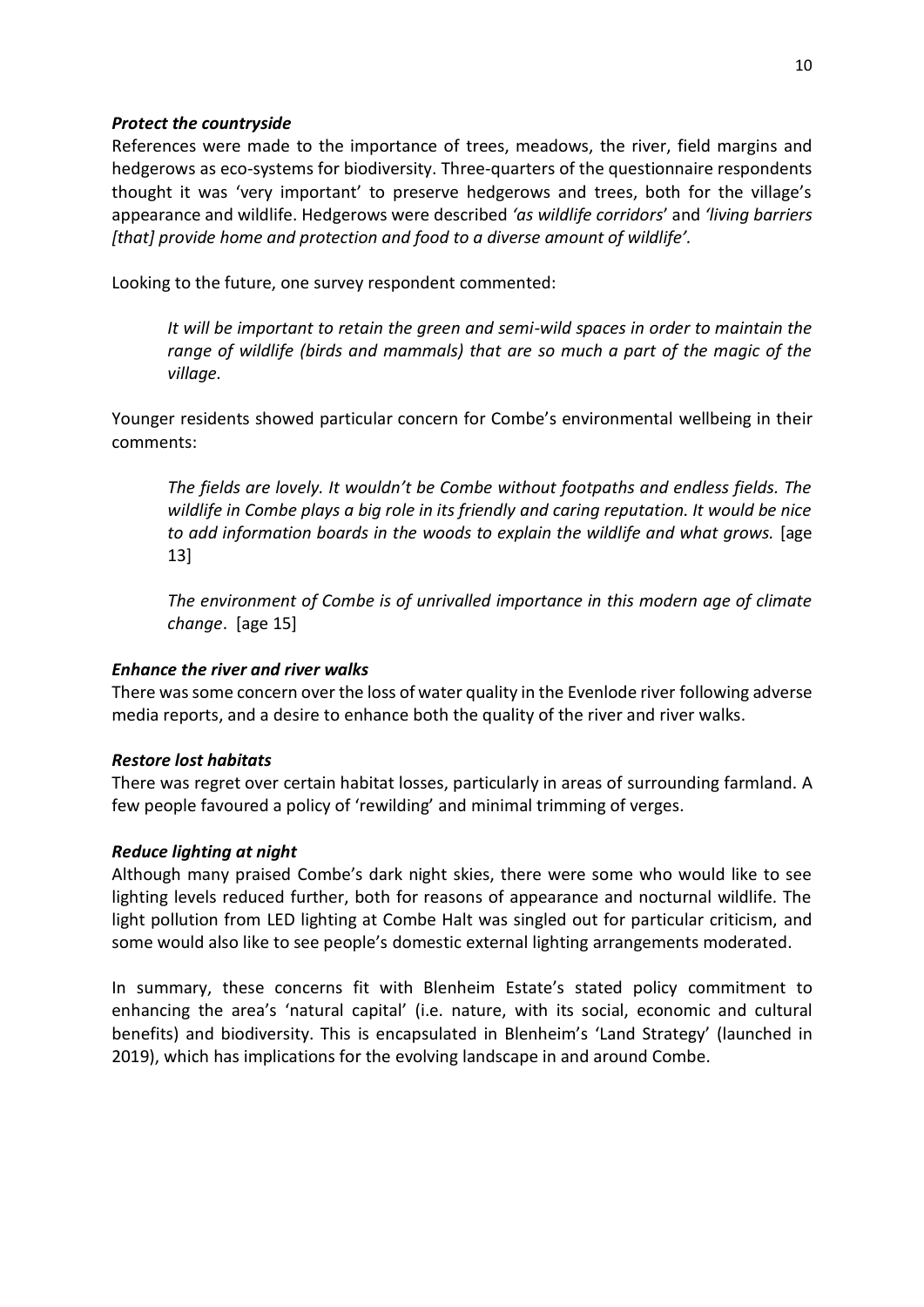### *Protect the countryside*

References were made to the importance of trees, meadows, the river, field margins and hedgerows as eco-systems for biodiversity. Three-quarters of the questionnaire respondents thought it was 'very important' to preserve hedgerows and trees, both for the village's appearance and wildlife. Hedgerows were described *'as wildlife corridors*' and *'living barriers [that] provide home and protection and food to a diverse amount of wildlife'*.

Looking to the future, one survey respondent commented:

> *It will be important to retain the green and semi-wild spaces in order to maintain the range of wildlife (birds and mammals) that are so much a part of the magic of the village.*

Younger residents showed particular concern for Combe's environmental wellbeing in their comments:

> *The fields are lovely. It wouldn't be Combe without footpaths and endless fields. The wildlife in Combe plays a big role in its friendly and caring reputation. It would be nice to add information boards in the woods to explain the wildlife and what grows.* [age 13]

> *The environment of Combe is of unrivalled importance in this modern age of climate change*. [age 15]

### *Enhance the river and river walks*

There was some concern over the loss of water quality in the Evenlode river following adverse media reports, and a desire to enhance both the quality of the river and river walks.

### *Restore lost habitats*

There was regret over certain habitat losses, particularly in areas of surrounding farmland. A few people favoured a policy of 'rewilding' and minimal trimming of verges.

### *Reduce lighting at night*

Although many praised Combe's dark night skies, there were some who would like to see lighting levels reduced further, both for reasons of appearance and nocturnal wildlife. The light pollution from LED lighting at Combe Halt was singled out for particular criticism, and some would also like to see people's domestic external lighting arrangements moderated.

In summary, these concerns fit with Blenheim Estate's stated policy commitment to enhancing the area's 'natural capital' (i.e. nature, with its social, economic and cultural benefits) and biodiversity. This is encapsulated in Blenheim's 'Land Strategy' (launched in 2019), which has implications for the evolving landscape in and around Combe.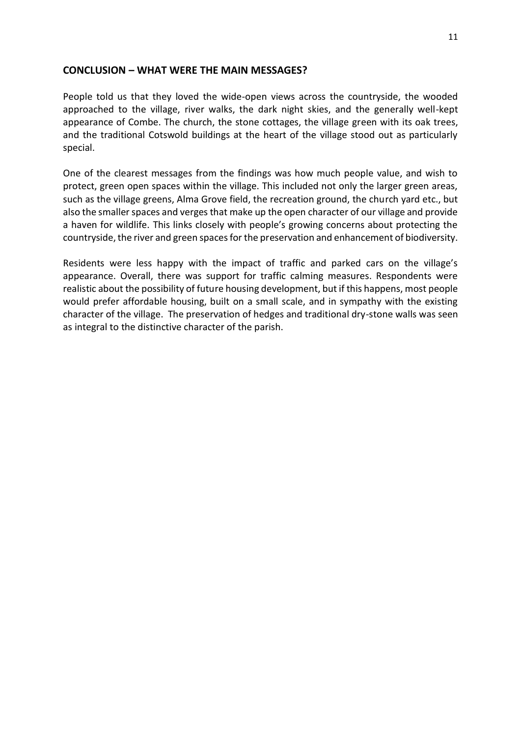## CONCLUSION – WHAT WERE THE MAIN MESSAGES?

People told us that they loved the wide-open views across the countryside, the wooded approached to the village, river walks, the dark night skies, and the generally well-kept appearance of Combe. The church, the stone cottages, the village green with its oak trees, and the traditional Cotswold buildings at the heart of the village stood out as particularly special.

One of the clearest messages from the findings was how much people value, and wish to protect, green open spaces within the village. This included not only the larger green areas, such as the village greens, Alma Grove field, the recreation ground, the church yard etc., but also the smaller spaces and verges that make up the open character of our village and provide a haven for wildlife. This links closely with people's growing concerns about protecting the countryside, the river and green spaces for the preservation and enhancement of biodiversity.

Residents were less happy with the impact of traffic and parked cars on the village's appearance. Overall, there was support for traffic calming measures. Respondents were realistic about the possibility of future housing development, but if this happens, most people would prefer affordable housing, built on a small scale, and in sympathy with the existing character of the village. The preservation of hedges and traditional dry-stone walls was seen as integral to the distinctive character of the parish.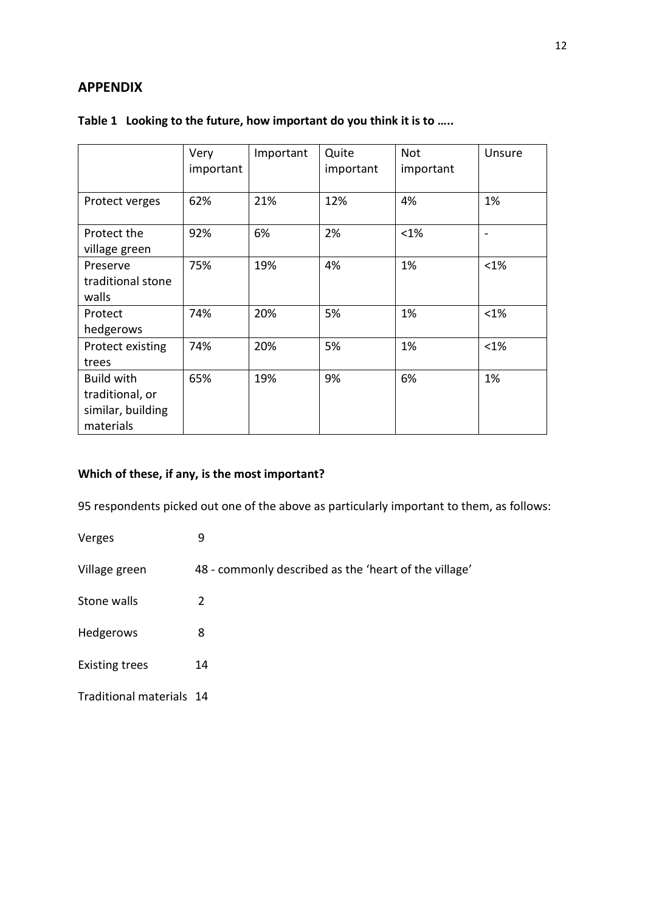## APPENDIX

**Table 1 Looking to the future, how important do you think it is to …..**

| | Very important | Important | Quite important | Not important | Unsure |
|---|---|---|---|---|---|
| Protect verges | 62% | 21% | 12% | 4% | 1% |
| Protect the village green | 92% | 6% | 2% | <1% | - |
| Preserve traditional stone walls | 75% | 19% | 4% | 1% | <1% |
| Protect hedgerows | 74% | 20% | 5% | 1% | <1% |
| Protect existing trees | 74% | 20% | 5% | 1% | <1% |
| Build with traditional, or similar, building materials | 65% | 19% | 9% | 6% | 1% |

**Which of these, if any, is the most important?**

95 respondents picked out one of the above as particularly important to them, as follows:

Verges 9

Village green 48 - commonly described as the 'heart of the village'

Stone walls 2

Hedgerows 8

Existing trees 14

Traditional materials 14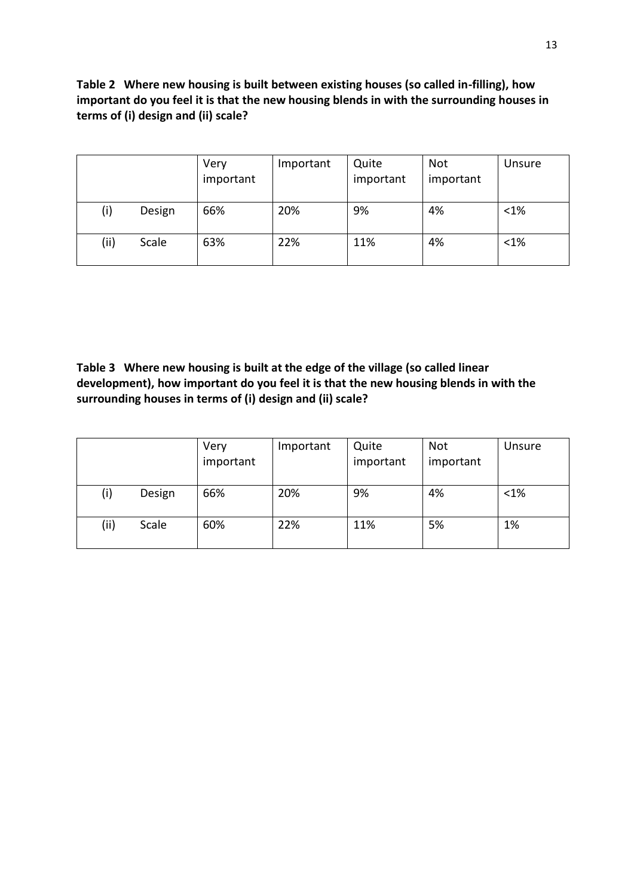**Table 2 Where new housing is built between existing houses (so called in-filling), how important do you feel it is that the new housing blends in with the surrounding houses in terms of (i) design and (ii) scale?**

| | | Very important | Important | Quite important | Not important | Unsure |
|---|---|---|---|---|---|---|
| (i) | Design | 66% | 20% | 9% | 4% | <1% |
| (ii) | Scale | 63% | 22% | 11% | 4% | <1% |

**Table 3 Where new housing is built at the edge of the village (so called linear development), how important do you feel it is that the new housing blends in with the surrounding houses in terms of (i) design and (ii) scale?**

| | | Very important | Important | Quite important | Not important | Unsure |
|---|---|---|---|---|---|---|
| (i) | Design | 66% | 20% | 9% | 4% | <1% |
| (ii) | Scale | 60% | 22% | 11% | 5% | 1% |